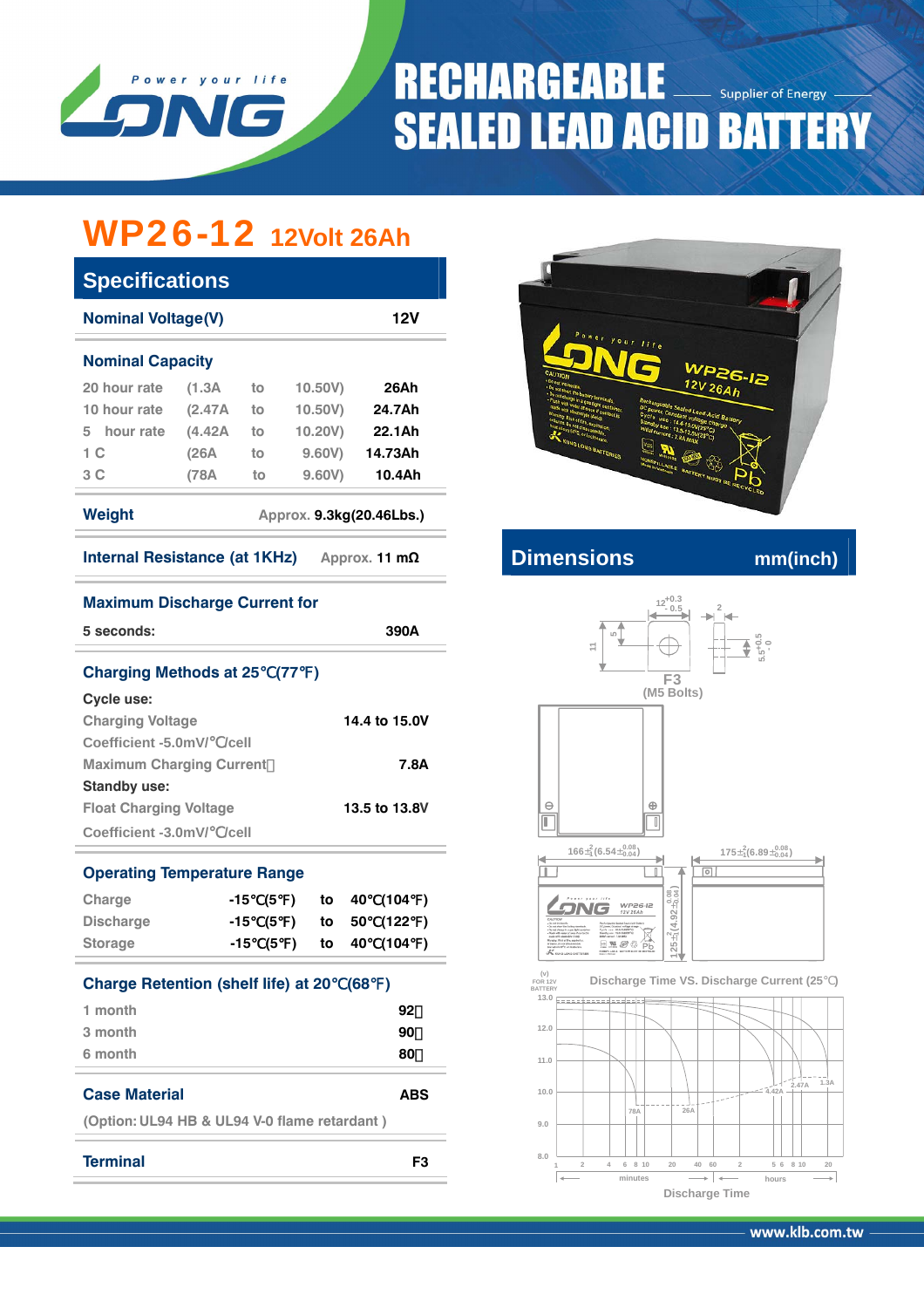# RECHARGEABLE SEALED LEAD ACID BATTERY

Supplier of Energy

## WP26-12 12Volt 26Ah

## Specifications

| | |
|---|---|
| **Nominal Voltage(V)** | **12V** |

**Nominal Capacity**

| | | | | |
|---|---|---|---|---|
| 20 hour rate | (1.3A | to | 10.50V) | 26Ah |
| 10 hour rate | (2.47A | to | 10.50V) | 24.7Ah |
| 5 hour rate | (4.42A | to | 10.20V) | 22.1Ah |
| 1 C | (26A | to | 9.60V) | 14.73Ah |
| 3 C | (78A | to | 9.60V) | 10.4Ah |

**Weight** Approx. 9.3kg(20.46Lbs.)

**Internal Resistance (at 1KHz)** Approx. 11 mΩ

**Maximum Discharge Current for**

5 seconds: 390A

**Charging Methods at 25℃(77℉)**

**Cycle use:**

| | |
|---|---|
| Charging Voltage | 14.4 to 15.0V |
| Coefficient -5.0mV/℃/cell | |
| Maximum Charging Current | 7.8A |

**Standby use:**

| | |
|---|---|
| Float Charging Voltage | 13.5 to 13.8V |
| Coefficient -3.0mV/℃/cell | |

**Operating Temperature Range**

| | | | |
|---|---|---|---|
| Charge | -15℃(5℉) | to | 40℃(104℉) |
| Discharge | -15℃(5℉) | to | 50℃(122℉) |
| Storage | -15℃(5℉) | to | 40℃(104℉) |

**Charge Retention (shelf life) at 20℃(68℉)**

| | |
|---|---|
| 1 month | 92% |
| 3 month | 90% |
| 6 month | 80% |

**Case Material** ABS

(Option: UL94 HB & UL94 V-0 flame retardant )

**Terminal** F3

## Dimensions mm(inch)

F3 (M5 Bolts)

166±2(6.54±0.08/0.04)

175±2(6.89±0.08/0.04)

125±2(4.92±0.08/0.04)

Discharge Time VS. Discharge Current (25℃)

(V) FOR 12V BATTERY

Discharge Time (minutes / hours)

www.klb.com.tw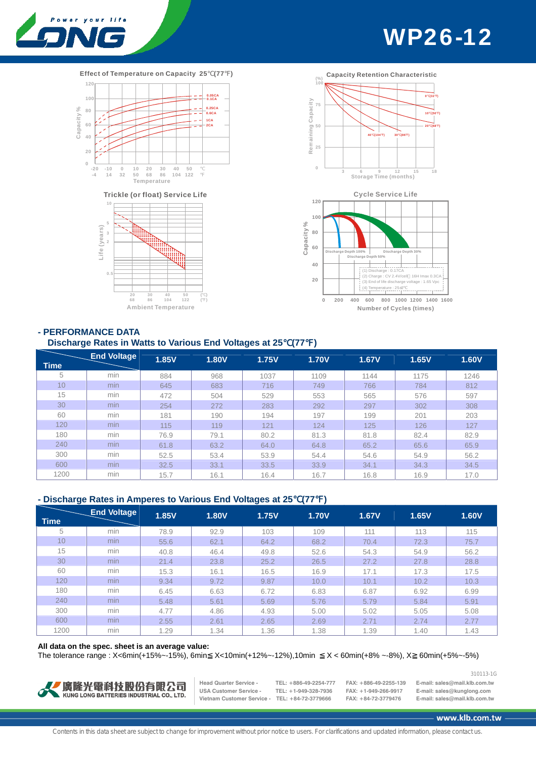# WP26-12

Power your life

LONG

**Effect of Temperature on Capacity 25℃(77℉)**

Capacity %

120
100
80
60
40
20
0

0.05CA
0.1CA
0.25CA
0.6CA
1CA
2CA

-20 -10 0 10 20 30 40 50 ℃
-4 14 32 50 68 86 104 122 ℉

Temperature

**Capacity Retention Characteristic**

(%)
100
75
50
25
0

Remaining Capacity

0℃(32℉)
10℃(50℉)
20℃(68℉)
40℃(104℉)
30℃(86℉)

3 6 9 12 15 18

Storage Time (months)

**Trickle (or float) Service Life**

Life (years)

10
5
3
2
0.5

20 30 40 50 (℃)
68 86 104 122 (℉)

Ambient Temperature

**Cycle Service Life**

Capacity %

120
100
80
60
40
20

Discharge Depth 100%
Discharge Depth 50%
Discharge Depth 30%

(1) Discharge : 0.17CA
(2) Charge : CV 2.4V/cell, 16H Imax 0.3CA
(3) End of life discharge voltage : 1.65 Vpc
(4) Temperature : 25±2℃

0 200 400 600 800 1000 1200 1400 1600

Number of Cycles (times)

## - PERFORMANCE DATA

### Discharge Rates in Watts to Various End Voltages at 25℃(77℉)

| Time | End Voltage | 1.85V | 1.80V | 1.75V | 1.70V | 1.67V | 1.65V | 1.60V |
|---|---|---|---|---|---|---|---|---|
| 5 | min | 884 | 968 | 1037 | 1109 | 1144 | 1175 | 1246 |
| 10 | min | 645 | 683 | 716 | 749 | 766 | 784 | 812 |
| 15 | min | 472 | 504 | 529 | 553 | 565 | 576 | 597 |
| 30 | min | 254 | 272 | 283 | 292 | 297 | 302 | 308 |
| 60 | min | 181 | 190 | 194 | 197 | 199 | 201 | 203 |
| 120 | min | 115 | 119 | 121 | 124 | 125 | 126 | 127 |
| 180 | min | 76.9 | 79.1 | 80.2 | 81.3 | 81.8 | 82.4 | 82.9 |
| 240 | min | 61.8 | 63.2 | 64.0 | 64.8 | 65.2 | 65.6 | 65.9 |
| 300 | min | 52.5 | 53.4 | 53.9 | 54.4 | 54.6 | 54.9 | 56.2 |
| 600 | min | 32.5 | 33.1 | 33.5 | 33.9 | 34.1 | 34.3 | 34.5 |
| 1200 | min | 15.7 | 16.1 | 16.4 | 16.7 | 16.8 | 16.9 | 17.0 |

### - Discharge Rates in Amperes to Various End Voltages at 25℃(77℉)

| Time | End Voltage | 1.85V | 1.80V | 1.75V | 1.70V | 1.67V | 1.65V | 1.60V |
|---|---|---|---|---|---|---|---|---|
| 5 | min | 78.9 | 92.9 | 103 | 109 | 111 | 113 | 115 |
| 10 | min | 55.6 | 62.1 | 64.2 | 68.2 | 70.4 | 72.3 | 75.7 |
| 15 | min | 40.8 | 46.4 | 49.8 | 52.6 | 54.3 | 54.9 | 56.2 |
| 30 | min | 21.4 | 23.8 | 25.2 | 26.5 | 27.2 | 27.8 | 28.8 |
| 60 | min | 15.3 | 16.1 | 16.5 | 16.9 | 17.1 | 17.3 | 17.5 |
| 120 | min | 9.34 | 9.72 | 9.87 | 10.0 | 10.1 | 10.2 | 10.3 |
| 180 | min | 6.45 | 6.63 | 6.72 | 6.83 | 6.87 | 6.92 | 6.99 |
| 240 | min | 5.48 | 5.61 | 5.69 | 5.76 | 5.79 | 5.84 | 5.91 |
| 300 | min | 4.77 | 4.86 | 4.93 | 5.00 | 5.02 | 5.05 | 5.08 |
| 600 | min | 2.55 | 2.61 | 2.65 | 2.69 | 2.71 | 2.74 | 2.77 |
| 1200 | min | 1.29 | 1.34 | 1.36 | 1.38 | 1.39 | 1.40 | 1.43 |

**All data on the spec. sheet is an average value:**

The tolerance range : X<6min(+15%~-15%), 6min≦X<10min(+12%~-12%),10min ≦X < 60min(+8% ~-8%), X≧60min(+5%~-5%)

310113-1G

廣隆光電科技股份有限公司
KUNG LONG BATTERIES INDUSTRIAL CO., LTD.

| | | | |
|---|---|---|---|
| Head Quarter Service - | TEL: +886-49-2254-777 | FAX: +886-49-2255-139 | E-mail: sales@mail.klb.com.tw |
| USA Customer Service - | TEL: +1-949-328-7936 | FAX: +1-949-266-9917 | E-mail: sales@kunglong.com |
| Vietnam Customer Service - | TEL: +84-72-3779666 | FAX: +84-72-3779476 | E-mail: sales@mail.klb.com.tw |

www.klb.com.tw

Contents in this data sheet are subject to change for improvement without prior notice to users. For clarifications and updated information, please contact us.